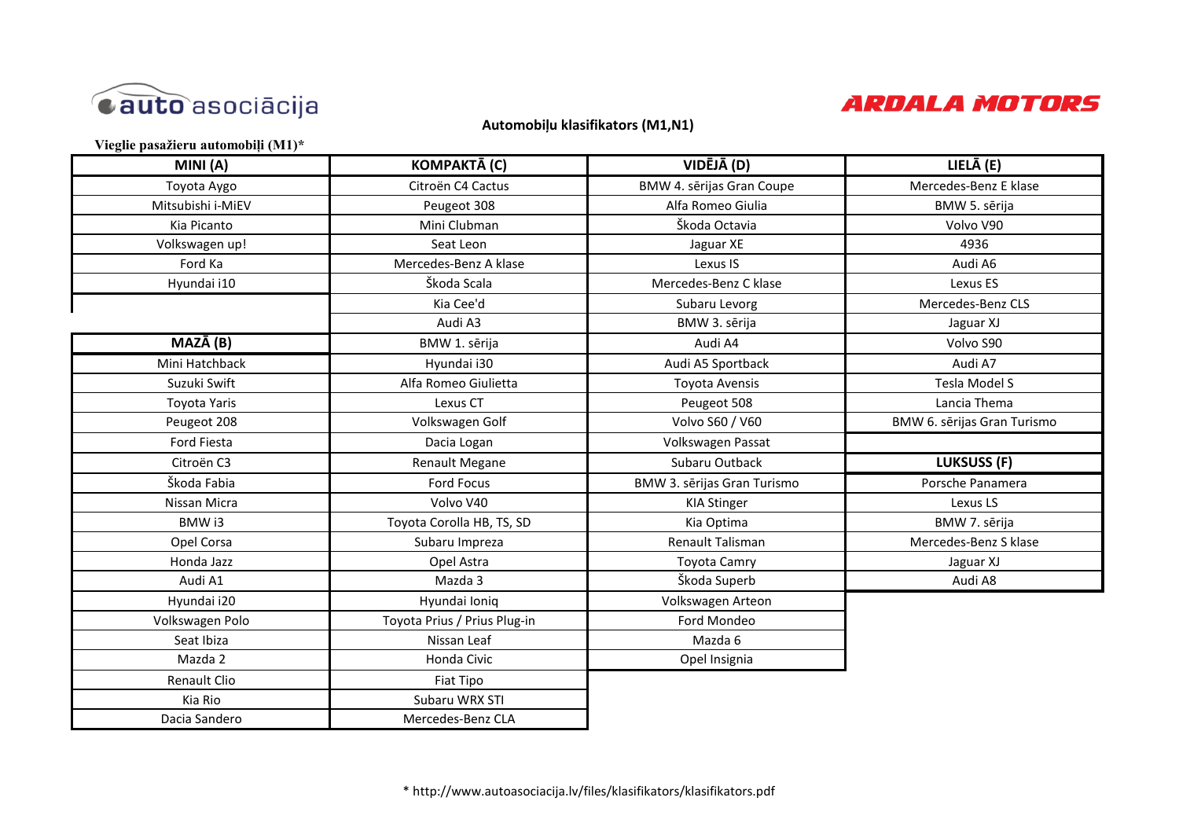auto asociācija

ARDALA MOTORS

## Automobiļu klasifikators (M1,N1)

**Vieglie pasažieru automobiļi (M1)***

| MINI (A) | KOMPAKTĀ (C) | VIDĒJĀ (D) | LIELĀ (E) |
|---|---|---|---|
| Toyota Aygo | Citroën C4 Cactus | BMW 4. sērijas Gran Coupe | Mercedes-Benz E klase |
| Mitsubishi i-MiEV | Peugeot 308 | Alfa Romeo Giulia | BMW 5. sērija |
| Kia Picanto | Mini Clubman | Škoda Octavia | Volvo V90 |
| Volkswagen up! | Seat Leon | Jaguar XE | 4936 |
| Ford Ka | Mercedes-Benz A klase | Lexus IS | Audi A6 |
| Hyundai i10 | Škoda Scala | Mercedes-Benz C klase | Lexus ES |
| | Kia Cee'd | Subaru Levorg | Mercedes-Benz CLS |
| | Audi A3 | BMW 3. sērija | Jaguar XJ |
| **MAZĀ (B)** | BMW 1. sērija | Audi A4 | Volvo S90 |
| Mini Hatchback | Hyundai i30 | Audi A5 Sportback | Audi A7 |
| Suzuki Swift | Alfa Romeo Giulietta | Toyota Avensis | Tesla Model S |
| Toyota Yaris | Lexus CT | Peugeot 508 | Lancia Thema |
| Peugeot 208 | Volkswagen Golf | Volvo S60 / V60 | BMW 6. sērijas Gran Turismo |
| Ford Fiesta | Dacia Logan | Volkswagen Passat | |
| Citroën C3 | Renault Megane | Subaru Outback | **LUKSUSS (F)** |
| Škoda Fabia | Ford Focus | BMW 3. sērijas Gran Turismo | Porsche Panamera |
| Nissan Micra | Volvo V40 | KIA Stinger | Lexus LS |
| BMW i3 | Toyota Corolla HB, TS, SD | Kia Optima | BMW 7. sērija |
| Opel Corsa | Subaru Impreza | Renault Talisman | Mercedes-Benz S klase |
| Honda Jazz | Opel Astra | Toyota Camry | Jaguar XJ |
| Audi A1 | Mazda 3 | Škoda Superb | Audi A8 |
| Hyundai i20 | Hyundai Ioniq | Volkswagen Arteon | |
| Volkswagen Polo | Toyota Prius / Prius Plug-in | Ford Mondeo | |
| Seat Ibiza | Nissan Leaf | Mazda 6 | |
| Mazda 2 | Honda Civic | Opel Insignia | |
| Renault Clio | Fiat Tipo | | |
| Kia Rio | Subaru WRX STI | | |
| Dacia Sandero | Mercedes-Benz CLA | | |

* http://www.autoasociacija.lv/files/klasifikators/klasifikators.pdf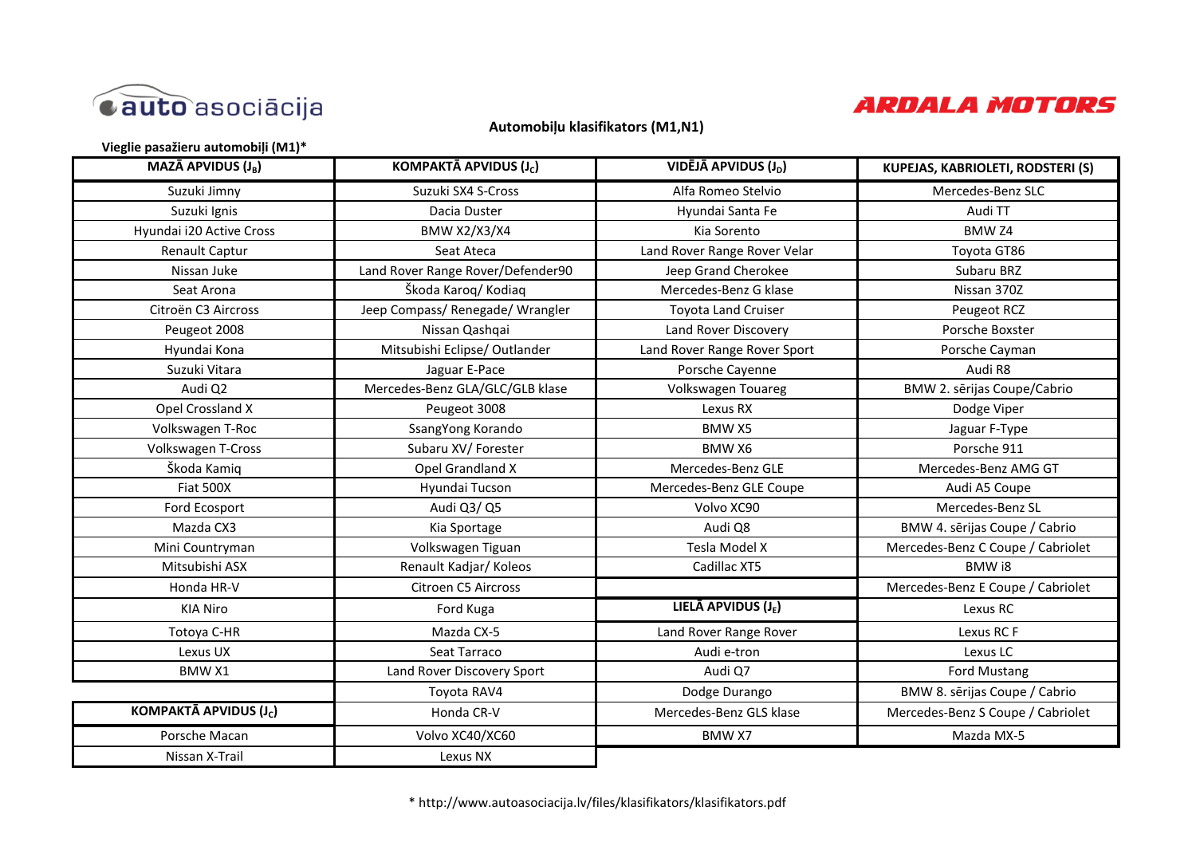auto asociācija

ARDALA MOTORS

## Automobiļu klasifikators (M1,N1)

**Vieglie pasažieru automobiļi (M1)***

| MAZĀ APVIDUS ($J_B$) | KOMPAKTĀ APVIDUS ($J_C$) | VIDĒJĀ APVIDUS ($J_D$) | KUPEJAS, KABRIOLETI, RODSTERI (S) |
|---|---|---|---|
| Suzuki Jimny | Suzuki SX4 S-Cross | Alfa Romeo Stelvio | Mercedes-Benz SLC |
| Suzuki Ignis | Dacia Duster | Hyundai Santa Fe | Audi TT |
| Hyundai i20 Active Cross | BMW X2/X3/X4 | Kia Sorento | BMW Z4 |
| Renault Captur | Seat Ateca | Land Rover Range Rover Velar | Toyota GT86 |
| Nissan Juke | Land Rover Range Rover/Defender90 | Jeep Grand Cherokee | Subaru BRZ |
| Seat Arona | Škoda Karoq/ Kodiaq | Mercedes-Benz G klase | Nissan 370Z |
| Citroën C3 Aircross | Jeep Compass/ Renegade/ Wrangler | Toyota Land Cruiser | Peugeot RCZ |
| Peugeot 2008 | Nissan Qashqai | Land Rover Discovery | Porsche Boxster |
| Hyundai Kona | Mitsubishi Eclipse/ Outlander | Land Rover Range Rover Sport | Porsche Cayman |
| Suzuki Vitara | Jaguar E-Pace | Porsche Cayenne | Audi R8 |
| Audi Q2 | Mercedes-Benz GLA/GLC/GLB klase | Volkswagen Touareg | BMW 2. sērijas Coupe/Cabrio |
| Opel Crossland X | Peugeot 3008 | Lexus RX | Dodge Viper |
| Volkswagen T-Roc | SsangYong Korando | BMW X5 | Jaguar F-Type |
| Volkswagen T-Cross | Subaru XV/ Forester | BMW X6 | Porsche 911 |
| Škoda Kamiq | Opel Grandland X | Mercedes-Benz GLE | Mercedes-Benz AMG GT |
| Fiat 500X | Hyundai Tucson | Mercedes-Benz GLE Coupe | Audi A5 Coupe |
| Ford Ecosport | Audi Q3/ Q5 | Volvo XC90 | Mercedes-Benz SL |
| Mazda CX3 | Kia Sportage | Audi Q8 | BMW 4. sērijas Coupe / Cabrio |
| Mini Countryman | Volkswagen Tiguan | Tesla Model X | Mercedes-Benz C Coupe / Cabriolet |
| Mitsubishi ASX | Renault Kadjar/ Koleos | Cadillac XT5 | BMW i8 |
| Honda HR-V | Citroen C5 Aircross | | Mercedes-Benz E Coupe / Cabriolet |
| KIA Niro | Ford Kuga | **LIELĀ APVIDUS ($J_E$)** | Lexus RC |
| Totoya C-HR | Mazda CX-5 | Land Rover Range Rover | Lexus RC F |
| Lexus UX | Seat Tarraco | Audi e-tron | Lexus LC |
| BMW X1 | Land Rover Discovery Sport | Audi Q7 | Ford Mustang |
| | Toyota RAV4 | Dodge Durango | BMW 8. sērijas Coupe / Cabrio |
| **KOMPAKTĀ APVIDUS ($J_C$)** | Honda CR-V | Mercedes-Benz GLS klase | Mercedes-Benz S Coupe / Cabriolet |
| Porsche Macan | Volvo XC40/XC60 | BMW X7 | Mazda MX-5 |
| Nissan X-Trail | Lexus NX | | |

* http://www.autoasociacija.lv/files/klasifikators/klasifikators.pdf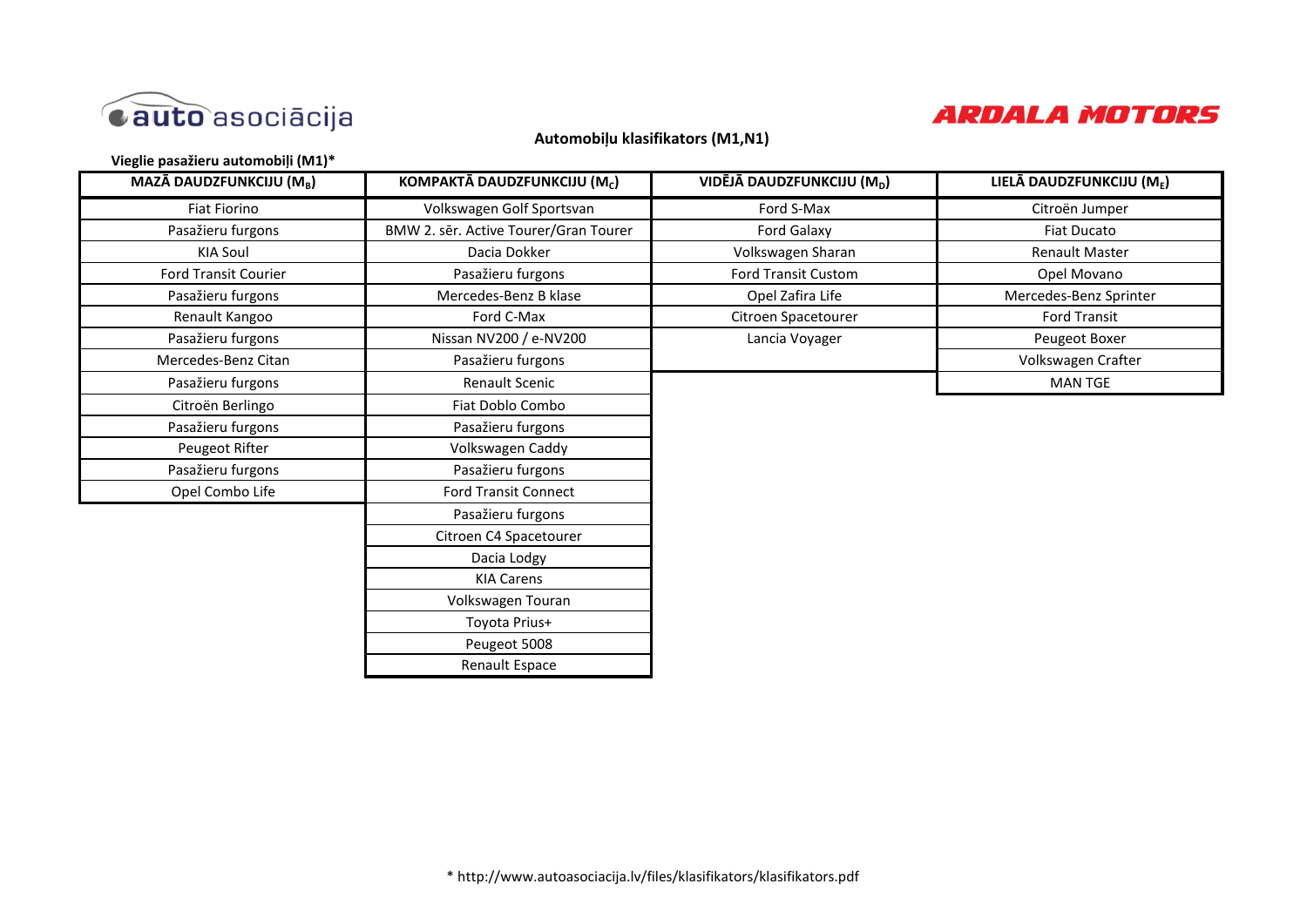auto asociācija

ARDALA MOTORS

## Automobiļu klasifikators (M1,N1)

**Vieglie pasažieru automobiļi (M1)***

| MAZĀ DAUDZFUNKCIJU ($M_B$) | KOMPAKTĀ DAUDZFUNKCIJU ($M_C$) | VIDĒJĀ DAUDZFUNKCIJU ($M_D$) | LIELĀ DAUDZFUNKCIJU ($M_E$) |
|---|---|---|---|
| Fiat Fiorino | Volkswagen Golf Sportsvan | Ford S-Max | Citroën Jumper |
| Pasažieru furgons | BMW 2. sēr. Active Tourer/Gran Tourer | Ford Galaxy | Fiat Ducato |
| KIA Soul | Dacia Dokker | Volkswagen Sharan | Renault Master |
| Ford Transit Courier | Pasažieru furgons | Ford Transit Custom | Opel Movano |
| Pasažieru furgons | Mercedes-Benz B klase | Opel Zafira Life | Mercedes-Benz Sprinter |
| Renault Kangoo | Ford C-Max | Citroen Spacetourer | Ford Transit |
| Pasažieru furgons | Nissan NV200 / e-NV200 | Lancia Voyager | Peugeot Boxer |
| Mercedes-Benz Citan | Pasažieru furgons | | Volkswagen Crafter |
| Pasažieru furgons | Renault Scenic | | MAN TGE |
| Citroën Berlingo | Fiat Doblo Combo | | |
| Pasažieru furgons | Pasažieru furgons | | |
| Peugeot Rifter | Volkswagen Caddy | | |
| Pasažieru furgons | Pasažieru furgons | | |
| Opel Combo Life | Ford Transit Connect | | |
| | Pasažieru furgons | | |
| | Citroen C4 Spacetourer | | |
| | Dacia Lodgy | | |
| | KIA Carens | | |
| | Volkswagen Touran | | |
| | Toyota Prius+ | | |
| | Peugeot 5008 | | |
| | Renault Espace | | |

* http://www.autoasociacija.lv/files/klasifikators/klasifikators.pdf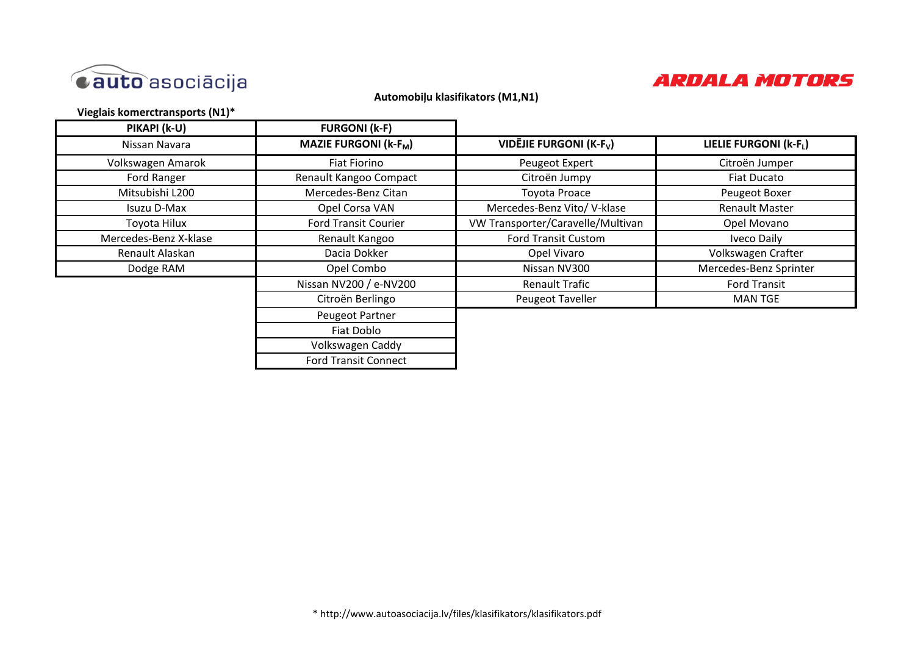auto asociācija

ARDALA MOTORS

**Automobiļu klasifikators (M1,N1)**

**Vieglais komerctransports (N1)***

| PIKAPI (k-U) | FURGONI (k-F) | | |
|---|---|---|---|
| Nissan Navara | **MAZIE FURGONI (k-$F_M$)** | **VIDĒJIE FURGONI (K-$F_V$)** | **LIELIE FURGONI (k-$F_L$)** |
| Volkswagen Amarok | Fiat Fiorino | Peugeot Expert | Citroën Jumper |
| Ford Ranger | Renault Kangoo Compact | Citroën Jumpy | Fiat Ducato |
| Mitsubishi L200 | Mercedes-Benz Citan | Toyota Proace | Peugeot Boxer |
| Isuzu D-Max | Opel Corsa VAN | Mercedes-Benz Vito/ V-klase | Renault Master |
| Toyota Hilux | Ford Transit Courier | VW Transporter/Caravelle/Multivan | Opel Movano |
| Mercedes-Benz X-klase | Renault Kangoo | Ford Transit Custom | Iveco Daily |
| Renault Alaskan | Dacia Dokker | Opel Vivaro | Volkswagen Crafter |
| Dodge RAM | Opel Combo | Nissan NV300 | Mercedes-Benz Sprinter |
| | Nissan NV200 / e-NV200 | Renault Trafic | Ford Transit |
| | Citroën Berlingo | Peugeot Taveller | MAN TGE |
| | Peugeot Partner | | |
| | Fiat Doblo | | |
| | Volkswagen Caddy | | |
| | Ford Transit Connect | | |

* http://www.autoasociacija.lv/files/klasifikators/klasifikators.pdf